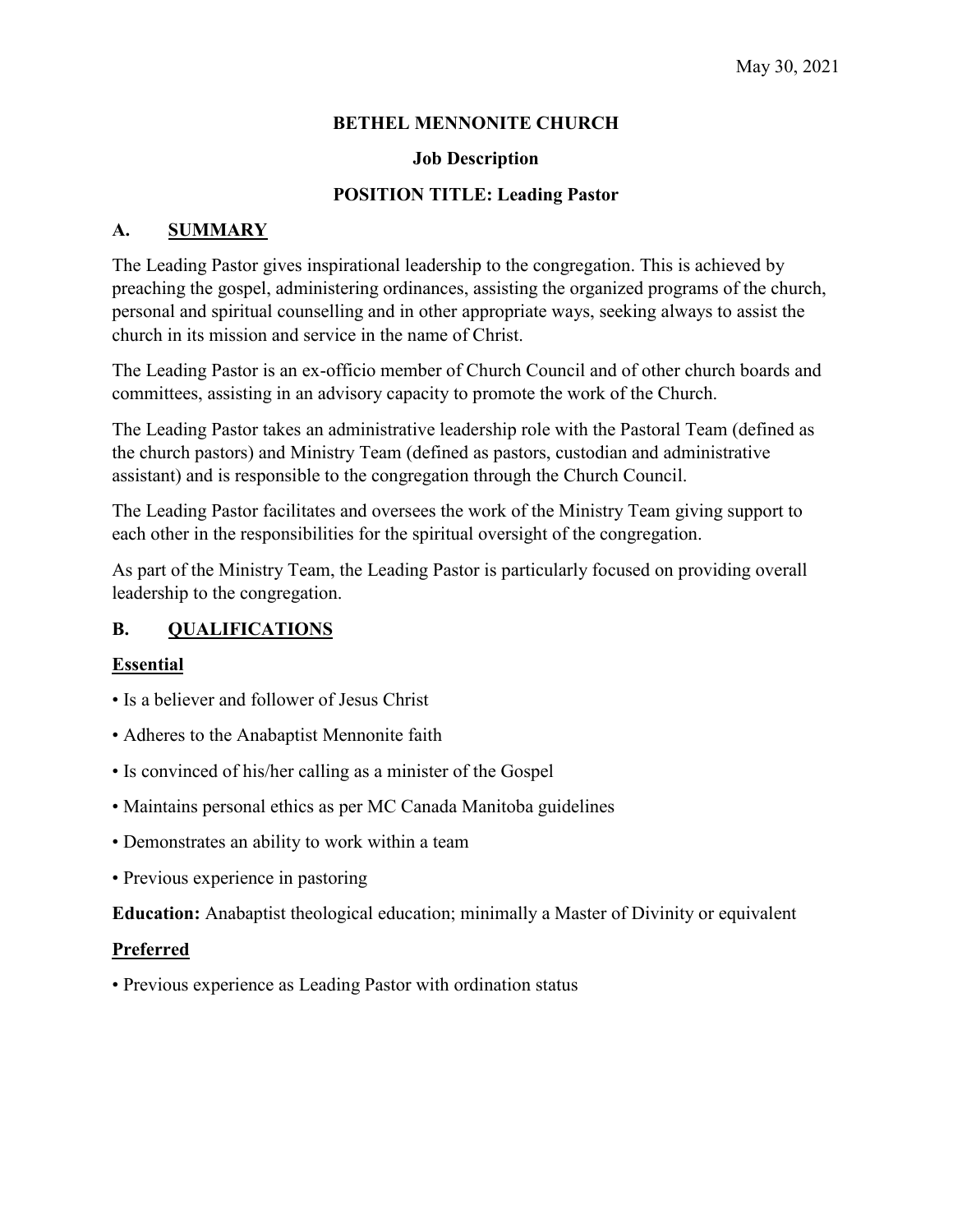May 30, 2021

# BETHEL MENNONITE CHURCH

**Job Description**

**POSITION TITLE: Leading Pastor**

## A. SUMMARY

The Leading Pastor gives inspirational leadership to the congregation. This is achieved by preaching the gospel, administering ordinances, assisting the organized programs of the church, personal and spiritual counselling and in other appropriate ways, seeking always to assist the church in its mission and service in the name of Christ.

The Leading Pastor is an ex-officio member of Church Council and of other church boards and committees, assisting in an advisory capacity to promote the work of the Church.

The Leading Pastor takes an administrative leadership role with the Pastoral Team (defined as the church pastors) and Ministry Team (defined as pastors, custodian and administrative assistant) and is responsible to the congregation through the Church Council.

The Leading Pastor facilitates and oversees the work of the Ministry Team giving support to each other in the responsibilities for the spiritual oversight of the congregation.

As part of the Ministry Team, the Leading Pastor is particularly focused on providing overall leadership to the congregation.

## B. QUALIFICATIONS

### Essential

- Is a believer and follower of Jesus Christ
- Adheres to the Anabaptist Mennonite faith
- Is convinced of his/her calling as a minister of the Gospel
- Maintains personal ethics as per MC Canada Manitoba guidelines
- Demonstrates an ability to work within a team
- Previous experience in pastoring

**Education:** Anabaptist theological education; minimally a Master of Divinity or equivalent

### Preferred

- Previous experience as Leading Pastor with ordination status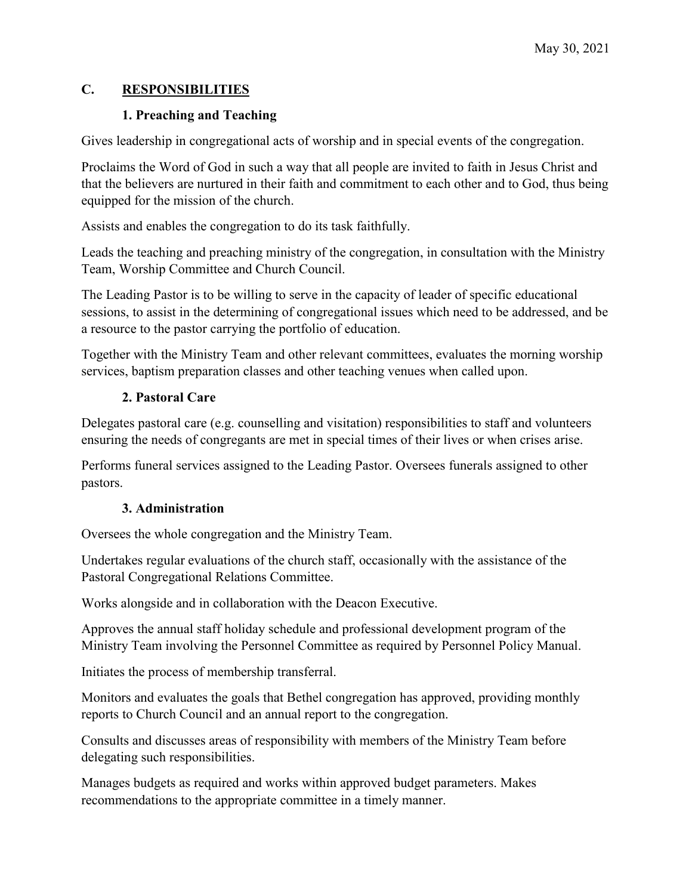## C. RESPONSIBILITIES

### 1. Preaching and Teaching

Gives leadership in congregational acts of worship and in special events of the congregation.

Proclaims the Word of God in such a way that all people are invited to faith in Jesus Christ and that the believers are nurtured in their faith and commitment to each other and to God, thus being equipped for the mission of the church.

Assists and enables the congregation to do its task faithfully.

Leads the teaching and preaching ministry of the congregation, in consultation with the Ministry Team, Worship Committee and Church Council.

The Leading Pastor is to be willing to serve in the capacity of leader of specific educational sessions, to assist in the determining of congregational issues which need to be addressed, and be a resource to the pastor carrying the portfolio of education.

Together with the Ministry Team and other relevant committees, evaluates the morning worship services, baptism preparation classes and other teaching venues when called upon.

### 2. Pastoral Care

Delegates pastoral care (e.g. counselling and visitation) responsibilities to staff and volunteers ensuring the needs of congregants are met in special times of their lives or when crises arise.

Performs funeral services assigned to the Leading Pastor. Oversees funerals assigned to other pastors.

### 3. Administration

Oversees the whole congregation and the Ministry Team.

Undertakes regular evaluations of the church staff, occasionally with the assistance of the Pastoral Congregational Relations Committee.

Works alongside and in collaboration with the Deacon Executive.

Approves the annual staff holiday schedule and professional development program of the Ministry Team involving the Personnel Committee as required by Personnel Policy Manual.

Initiates the process of membership transferral.

Monitors and evaluates the goals that Bethel congregation has approved, providing monthly reports to Church Council and an annual report to the congregation.

Consults and discusses areas of responsibility with members of the Ministry Team before delegating such responsibilities.

Manages budgets as required and works within approved budget parameters. Makes recommendations to the appropriate committee in a timely manner.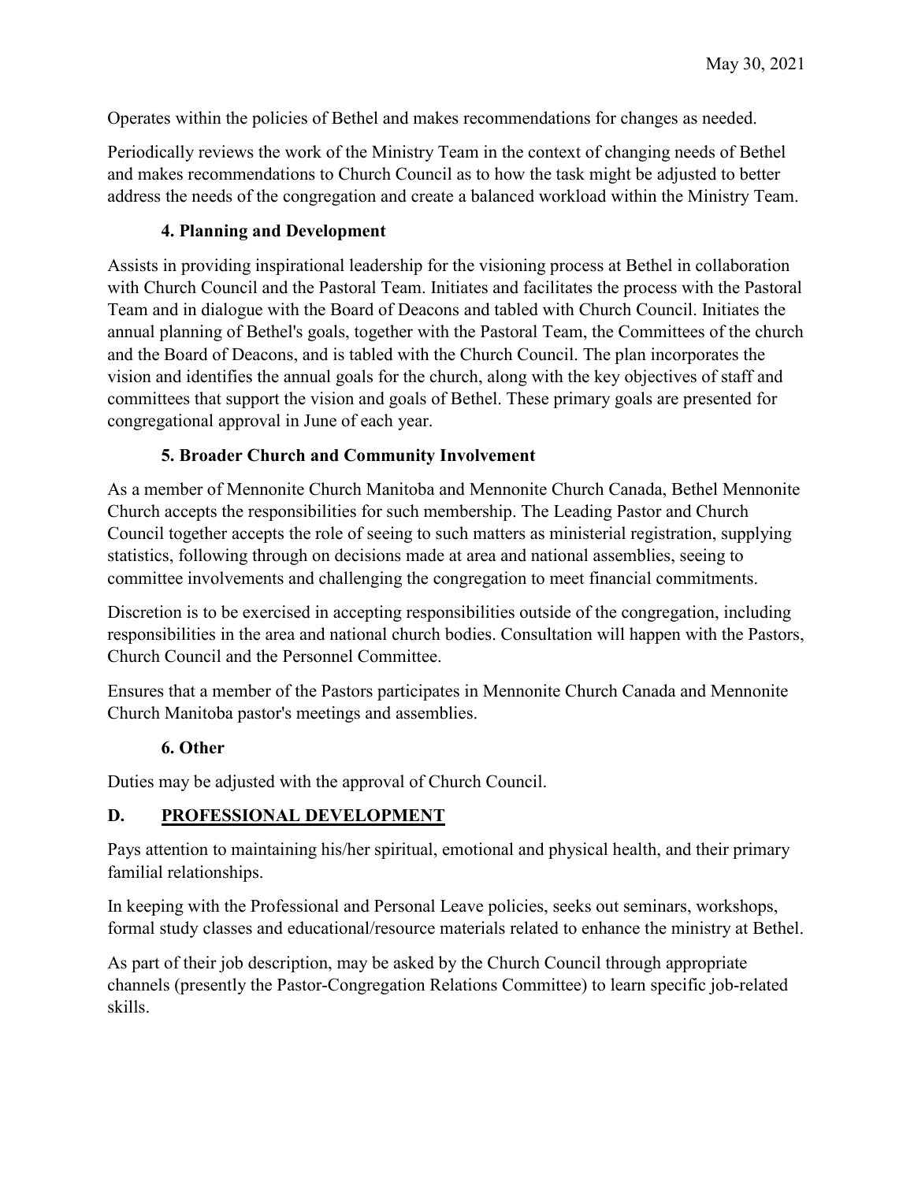Operates within the policies of Bethel and makes recommendations for changes as needed.

Periodically reviews the work of the Ministry Team in the context of changing needs of Bethel and makes recommendations to Church Council as to how the task might be adjusted to better address the needs of the congregation and create a balanced workload within the Ministry Team.

### 4. Planning and Development

Assists in providing inspirational leadership for the visioning process at Bethel in collaboration with Church Council and the Pastoral Team. Initiates and facilitates the process with the Pastoral Team and in dialogue with the Board of Deacons and tabled with Church Council. Initiates the annual planning of Bethel's goals, together with the Pastoral Team, the Committees of the church and the Board of Deacons, and is tabled with the Church Council. The plan incorporates the vision and identifies the annual goals for the church, along with the key objectives of staff and committees that support the vision and goals of Bethel. These primary goals are presented for congregational approval in June of each year.

### 5. Broader Church and Community Involvement

As a member of Mennonite Church Manitoba and Mennonite Church Canada, Bethel Mennonite Church accepts the responsibilities for such membership. The Leading Pastor and Church Council together accepts the role of seeing to such matters as ministerial registration, supplying statistics, following through on decisions made at area and national assemblies, seeing to committee involvements and challenging the congregation to meet financial commitments.

Discretion is to be exercised in accepting responsibilities outside of the congregation, including responsibilities in the area and national church bodies. Consultation will happen with the Pastors, Church Council and the Personnel Committee.

Ensures that a member of the Pastors participates in Mennonite Church Canada and Mennonite Church Manitoba pastor's meetings and assemblies.

### 6. Other

Duties may be adjusted with the approval of Church Council.

## D. <u>PROFESSIONAL DEVELOPMENT</u>

Pays attention to maintaining his/her spiritual, emotional and physical health, and their primary familial relationships.

In keeping with the Professional and Personal Leave policies, seeks out seminars, workshops, formal study classes and educational/resource materials related to enhance the ministry at Bethel.

As part of their job description, may be asked by the Church Council through appropriate channels (presently the Pastor-Congregation Relations Committee) to learn specific job-related skills.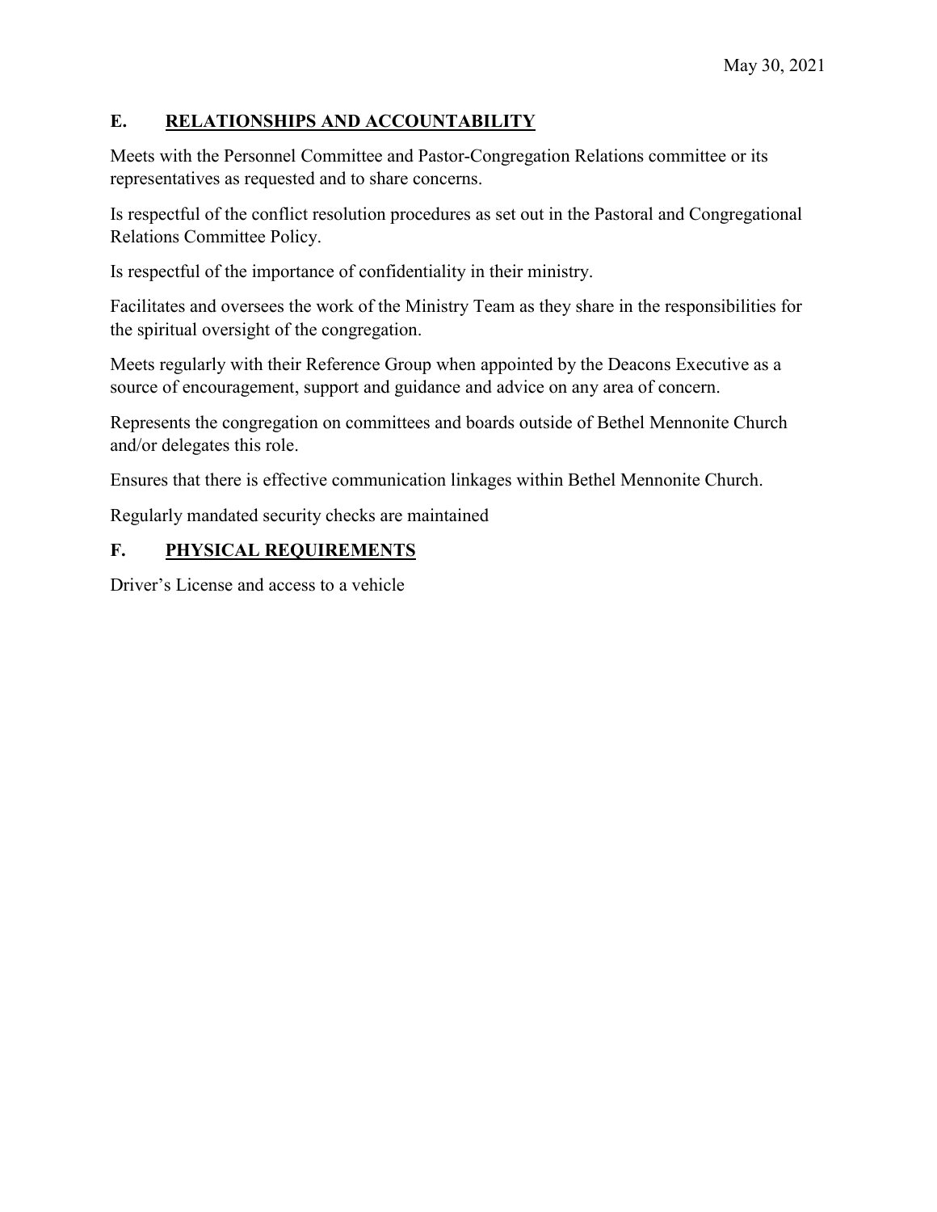May 30, 2021

## E. RELATIONSHIPS AND ACCOUNTABILITY

Meets with the Personnel Committee and Pastor-Congregation Relations committee or its representatives as requested and to share concerns.

Is respectful of the conflict resolution procedures as set out in the Pastoral and Congregational Relations Committee Policy.

Is respectful of the importance of confidentiality in their ministry.

Facilitates and oversees the work of the Ministry Team as they share in the responsibilities for the spiritual oversight of the congregation.

Meets regularly with their Reference Group when appointed by the Deacons Executive as a source of encouragement, support and guidance and advice on any area of concern.

Represents the congregation on committees and boards outside of Bethel Mennonite Church and/or delegates this role.

Ensures that there is effective communication linkages within Bethel Mennonite Church.

Regularly mandated security checks are maintained

## F. PHYSICAL REQUIREMENTS

Driver's License and access to a vehicle